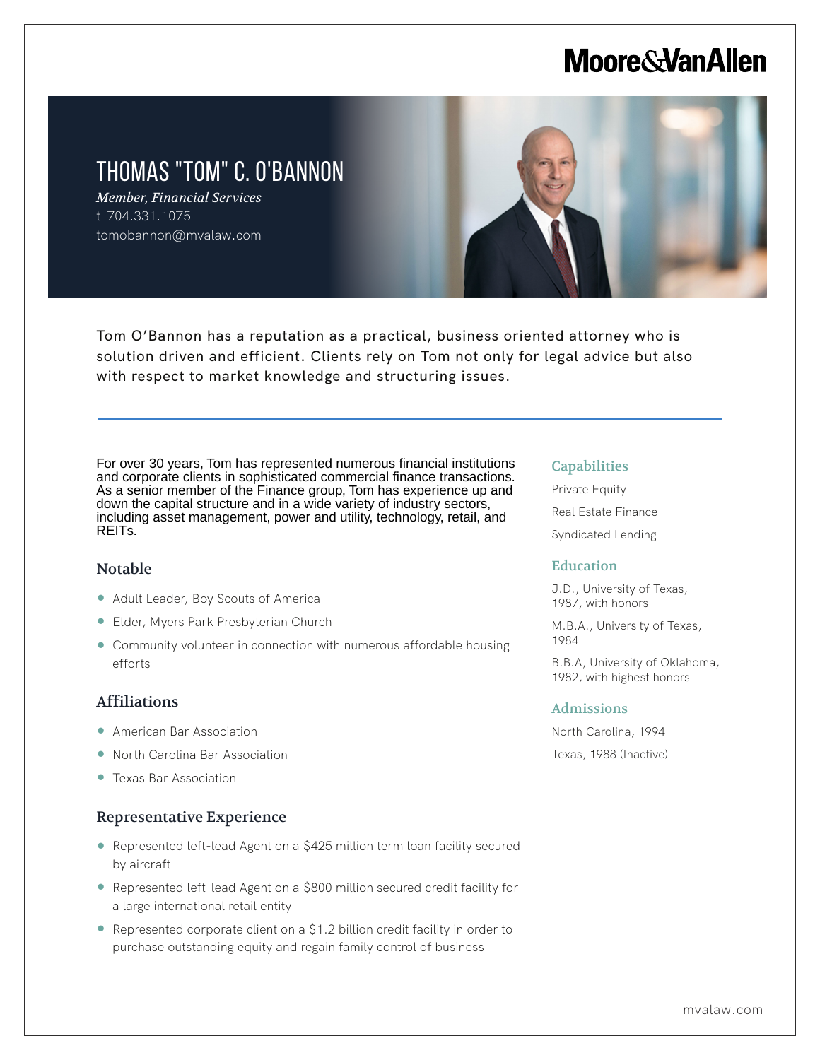Moore & Van Allen

# THOMAS "TOM" C. O'BANNON

*Member, Financial Services*

t 704.331.1075

tomobannon@mvalaw.com

Tom O'Bannon has a reputation as a practical, business oriented attorney who is solution driven and efficient. Clients rely on Tom not only for legal advice but also with respect to market knowledge and structuring issues.

For over 30 years, Tom has represented numerous financial institutions and corporate clients in sophisticated commercial finance transactions. As a senior member of the Finance group, Tom has experience up and down the capital structure and in a wide variety of industry sectors, including asset management, power and utility, technology, retail, and REITs.

## Notable

- Adult Leader, Boy Scouts of America
- Elder, Myers Park Presbyterian Church
- Community volunteer in connection with numerous affordable housing efforts

## Affiliations

- American Bar Association
- North Carolina Bar Association
- Texas Bar Association

## Representative Experience

- Represented left-lead Agent on a $425 million term loan facility secured by aircraft
- Represented left-lead Agent on a $800 million secured credit facility for a large international retail entity
- Represented corporate client on a $1.2 billion credit facility in order to purchase outstanding equity and regain family control of business

## Capabilities

Private Equity

Real Estate Finance

Syndicated Lending

## Education

J.D., University of Texas, 1987, with honors

M.B.A., University of Texas, 1984

B.B.A, University of Oklahoma, 1982, with highest honors

## Admissions

North Carolina, 1994

Texas, 1988 (Inactive)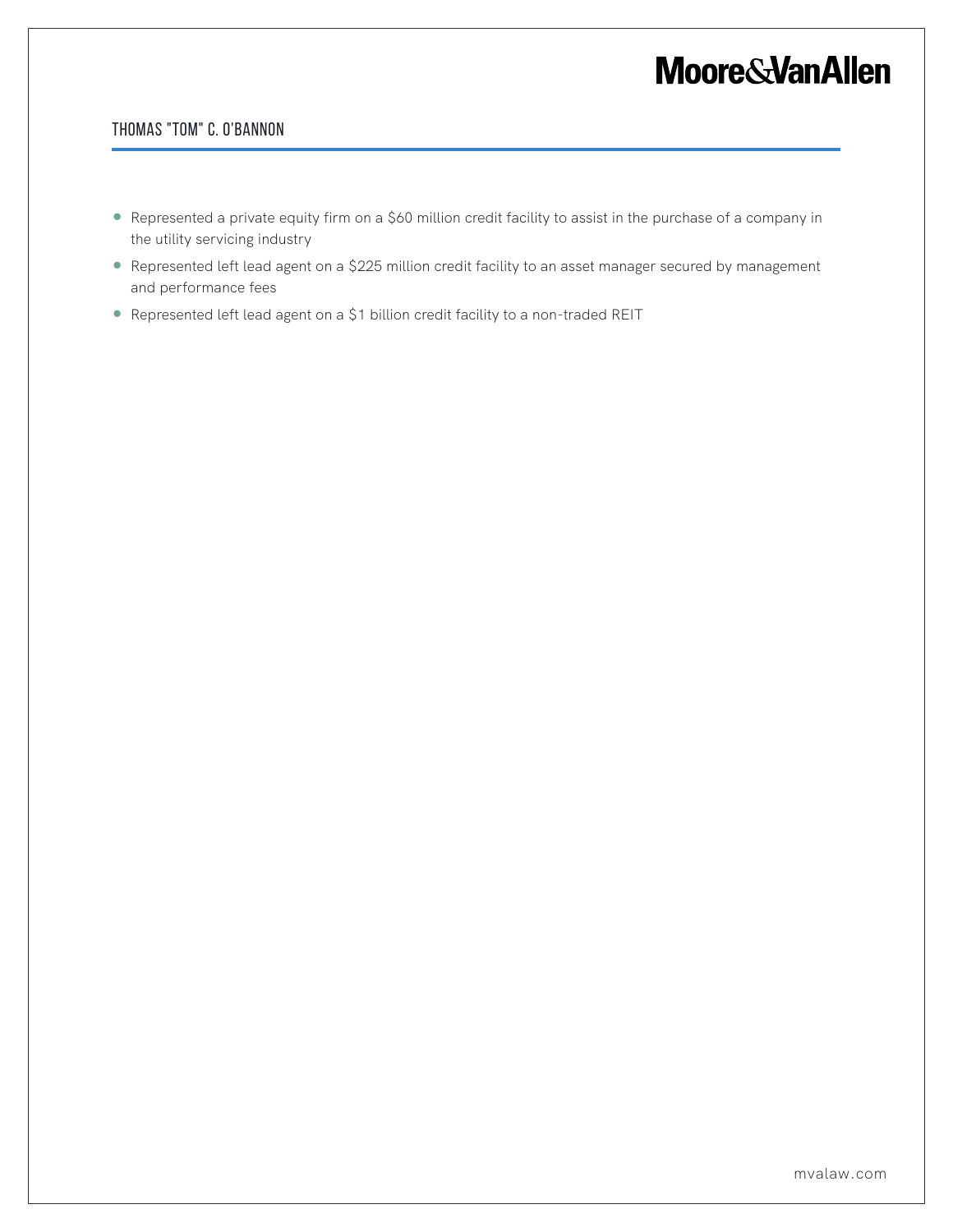- Represented a private equity firm on a $60 million credit facility to assist in the purchase of a company in the utility servicing industry
- Represented left lead agent on a $225 million credit facility to an asset manager secured by management and performance fees
- Represented left lead agent on a $1 billion credit facility to a non-traded REIT